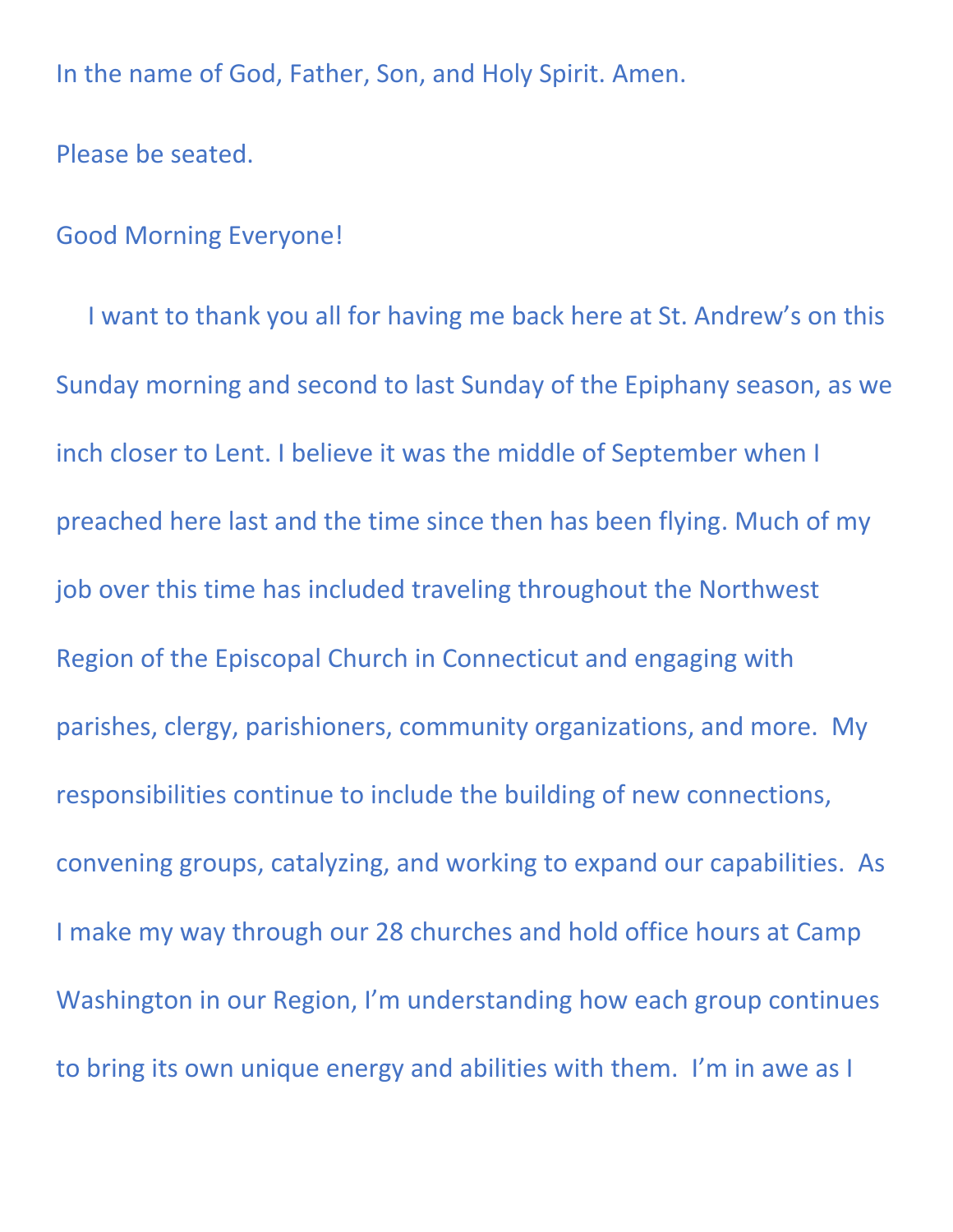In the name of God, Father, Son, and Holy Spirit. Amen.

Please be seated.

Good Morning Everyone!

I want to thank you all for having me back here at St. Andrew's on this Sunday morning and second to last Sunday of the Epiphany season, as we inch closer to Lent. I believe it was the middle of September when I preached here last and the time since then has been flying. Much of my job over this time has included traveling throughout the Northwest Region of the Episcopal Church in Connecticut and engaging with parishes, clergy, parishioners, community organizations, and more. My responsibilities continue to include the building of new connections, convening groups, catalyzing, and working to expand our capabilities. As I make my way through our 28 churches and hold office hours at Camp Washington in our Region, I'm understanding how each group continues to bring its own unique energy and abilities with them. I'm in awe as I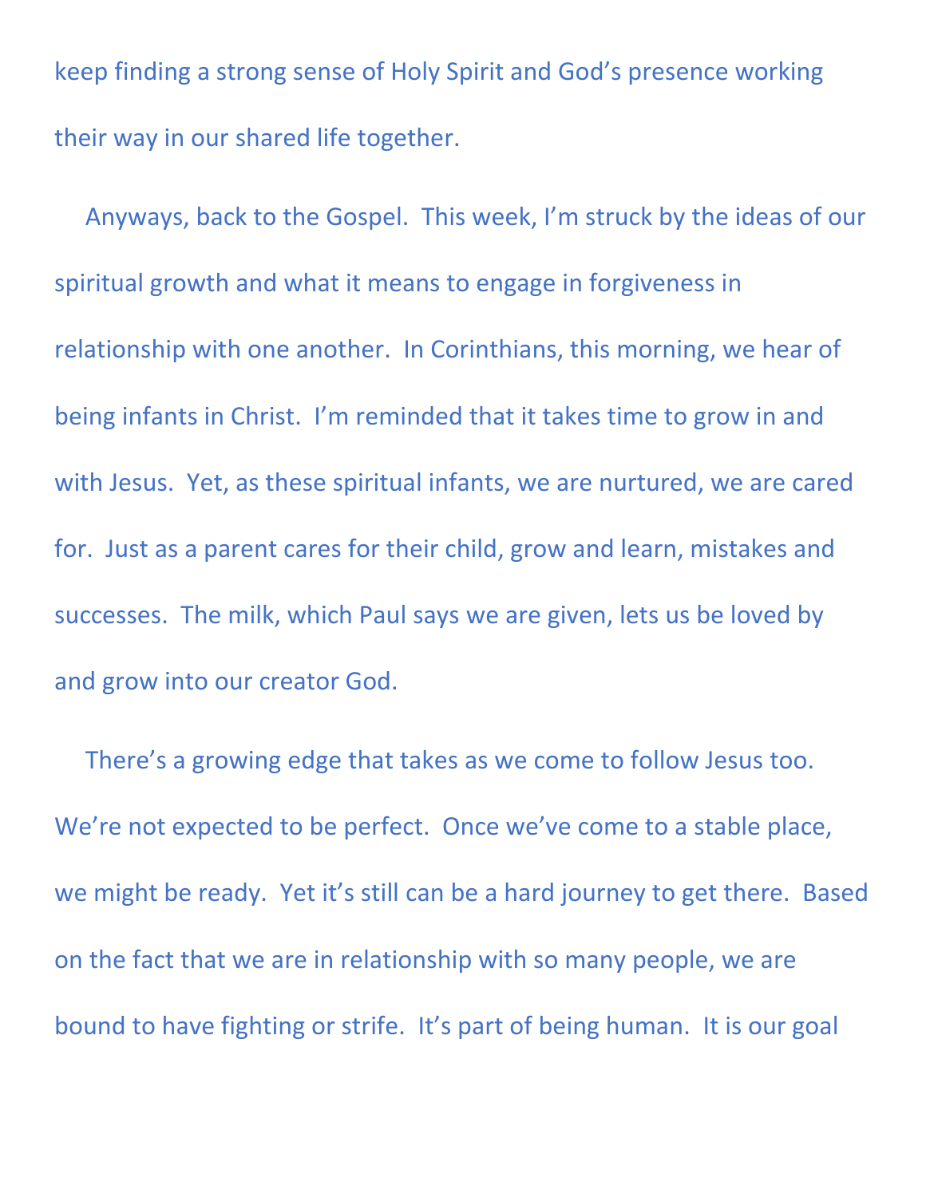keep finding a strong sense of Holy Spirit and God's presence working their way in our shared life together.

Anyways, back to the Gospel. This week, I'm struck by the ideas of our spiritual growth and what it means to engage in forgiveness in relationship with one another. In Corinthians, this morning, we hear of being infants in Christ. I'm reminded that it takes time to grow in and with Jesus. Yet, as these spiritual infants, we are nurtured, we are cared for. Just as a parent cares for their child, grow and learn, mistakes and successes. The milk, which Paul says we are given, lets us be loved by and grow into our creator God.

There's a growing edge that takes as we come to follow Jesus too. We're not expected to be perfect. Once we've come to a stable place, we might be ready. Yet it's still can be a hard journey to get there. Based on the fact that we are in relationship with so many people, we are bound to have fighting or strife. It's part of being human. It is our goal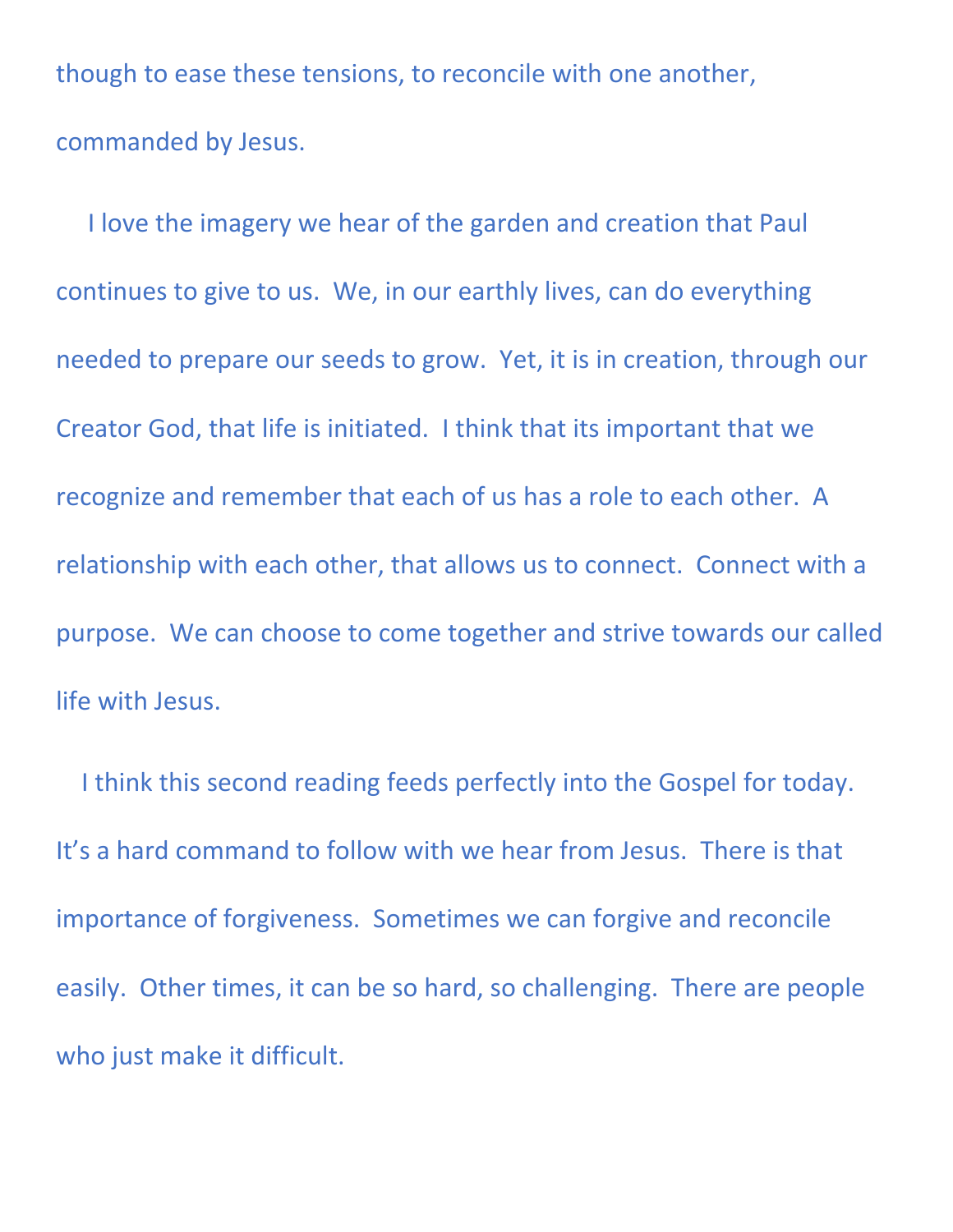though to ease these tensions, to reconcile with one another, commanded by Jesus.

I love the imagery we hear of the garden and creation that Paul continues to give to us. We, in our earthly lives, can do everything needed to prepare our seeds to grow. Yet, it is in creation, through our Creator God, that life is initiated. I think that its important that we recognize and remember that each of us has a role to each other. A relationship with each other, that allows us to connect. Connect with a purpose. We can choose to come together and strive towards our called life with Jesus.

I think this second reading feeds perfectly into the Gospel for today. It's a hard command to follow with we hear from Jesus. There is that importance of forgiveness. Sometimes we can forgive and reconcile easily. Other times, it can be so hard, so challenging. There are people who just make it difficult.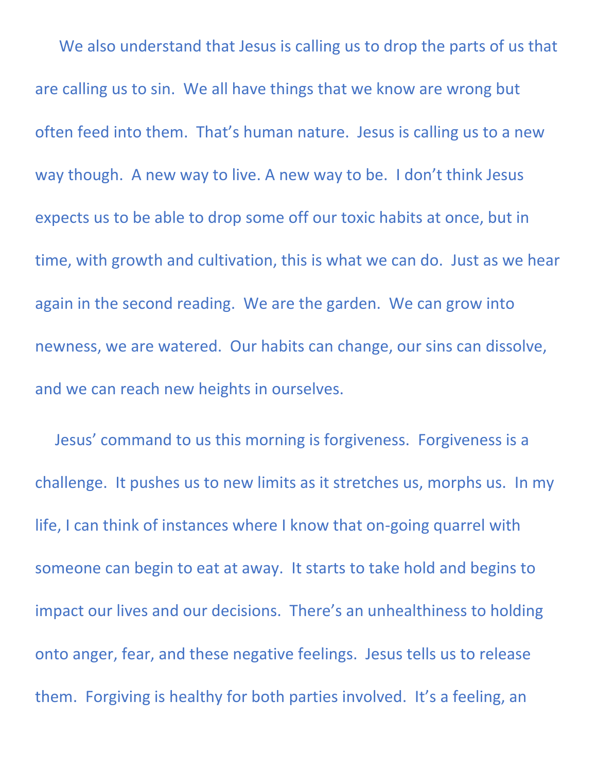We also understand that Jesus is calling us to drop the parts of us that are calling us to sin.  We all have things that we know are wrong but often feed into them.  That's human nature.  Jesus is calling us to a new way though.  A new way to live. A new way to be.  I don't think Jesus expects us to be able to drop some off our toxic habits at once, but in time, with growth and cultivation, this is what we can do.  Just as we hear again in the second reading.  We are the garden.  We can grow into newness, we are watered.  Our habits can change, our sins can dissolve, and we can reach new heights in ourselves.

Jesus' command to us this morning is forgiveness.  Forgiveness is a challenge.  It pushes us to new limits as it stretches us, morphs us.  In my life, I can think of instances where I know that on-going quarrel with someone can begin to eat at away.  It starts to take hold and begins to impact our lives and our decisions.  There's an unhealthiness to holding onto anger, fear, and these negative feelings.  Jesus tells us to release them.  Forgiving is healthy for both parties involved.  It's a feeling, an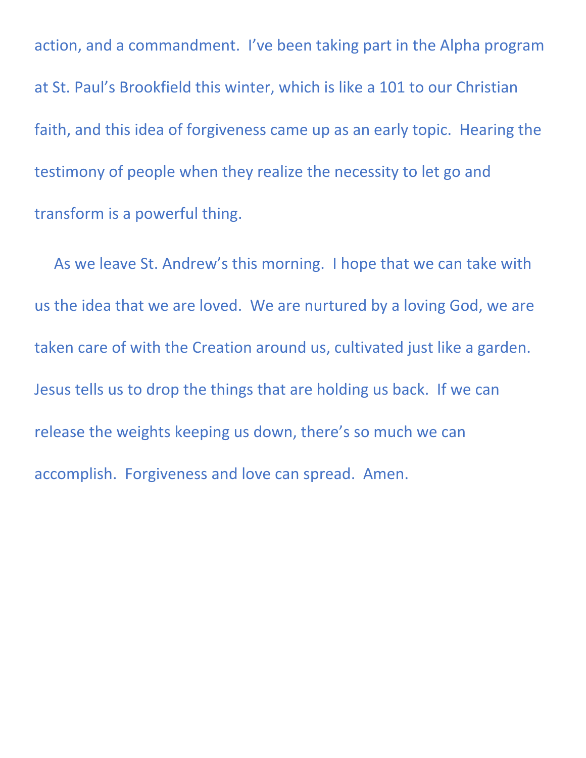action, and a commandment. I've been taking part in the Alpha program at St. Paul's Brookfield this winter, which is like a 101 to our Christian faith, and this idea of forgiveness came up as an early topic. Hearing the testimony of people when they realize the necessity to let go and transform is a powerful thing.

As we leave St. Andrew's this morning. I hope that we can take with us the idea that we are loved. We are nurtured by a loving God, we are taken care of with the Creation around us, cultivated just like a garden. Jesus tells us to drop the things that are holding us back. If we can release the weights keeping us down, there's so much we can accomplish. Forgiveness and love can spread. Amen.